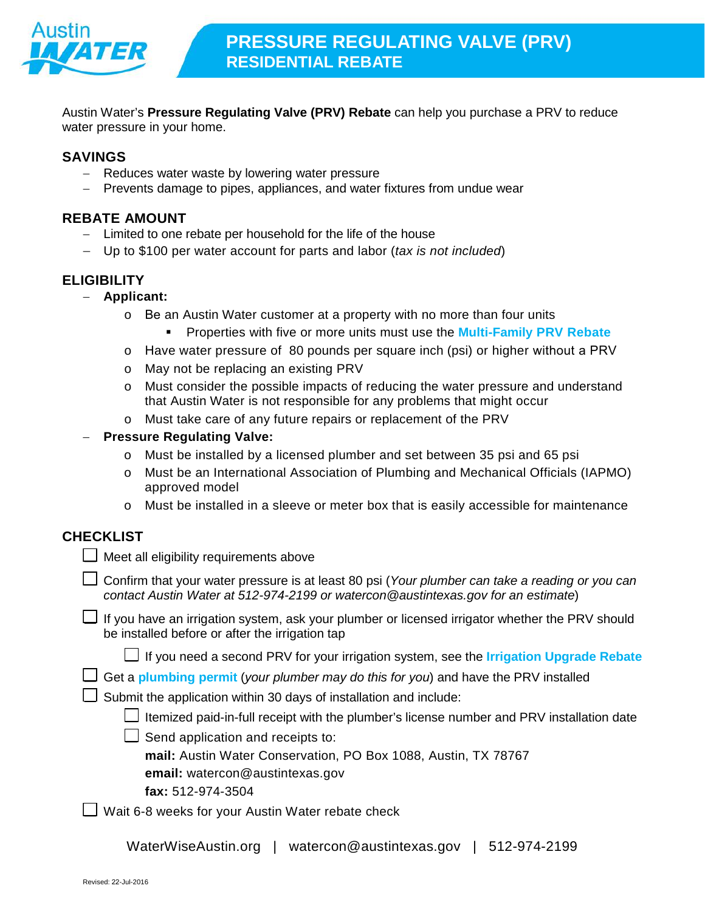# PRESSURE REGULATING VALVE (PRV) RESIDENTIAL REBATE

Austin Water's **Pressure Regulating Valve (PRV) Rebate** can help you purchase a PRV to reduce water pressure in your home.

## SAVINGS

- Reduces water waste by lowering water pressure
- Prevents damage to pipes, appliances, and water fixtures from undue wear

## REBATE AMOUNT

- Limited to one rebate per household for the life of the house
- Up to $100 per water account for parts and labor (*tax is not included*)

## ELIGIBILITY

- **Applicant:**
  - Be an Austin Water customer at a property with no more than four units
    - Properties with five or more units must use the **Multi-Family PRV Rebate**
  - Have water pressure of 80 pounds per square inch (psi) or higher without a PRV
  - May not be replacing an existing PRV
  - Must consider the possible impacts of reducing the water pressure and understand that Austin Water is not responsible for any problems that might occur
  - Must take care of any future repairs or replacement of the PRV
- **Pressure Regulating Valve:**
  - Must be installed by a licensed plumber and set between 35 psi and 65 psi
  - Must be an International Association of Plumbing and Mechanical Officials (IAPMO) approved model
  - Must be installed in a sleeve or meter box that is easily accessible for maintenance

## CHECKLIST

- [ ] Meet all eligibility requirements above
- [ ] Confirm that your water pressure is at least 80 psi (*Your plumber can take a reading or you can contact Austin Water at 512-974-2199 or watercon@austintexas.gov for an estimate*)
- [ ] If you have an irrigation system, ask your plumber or licensed irrigator whether the PRV should be installed before or after the irrigation tap
  - [ ] If you need a second PRV for your irrigation system, see the **Irrigation Upgrade Rebate**
- [ ] Get a **plumbing permit** (*your plumber may do this for you*) and have the PRV installed
- [ ] Submit the application within 30 days of installation and include:
  - [ ] Itemized paid-in-full receipt with the plumber's license number and PRV installation date
  - [ ] Send application and receipts to:

    **mail:** Austin Water Conservation, PO Box 1088, Austin, TX 78767

    **email:** watercon@austintexas.gov

    **fax:** 512-974-3504
- [ ] Wait 6-8 weeks for your Austin Water rebate check

WaterWiseAustin.org | watercon@austintexas.gov | 512-974-2199

Revised: 22-Jul-2016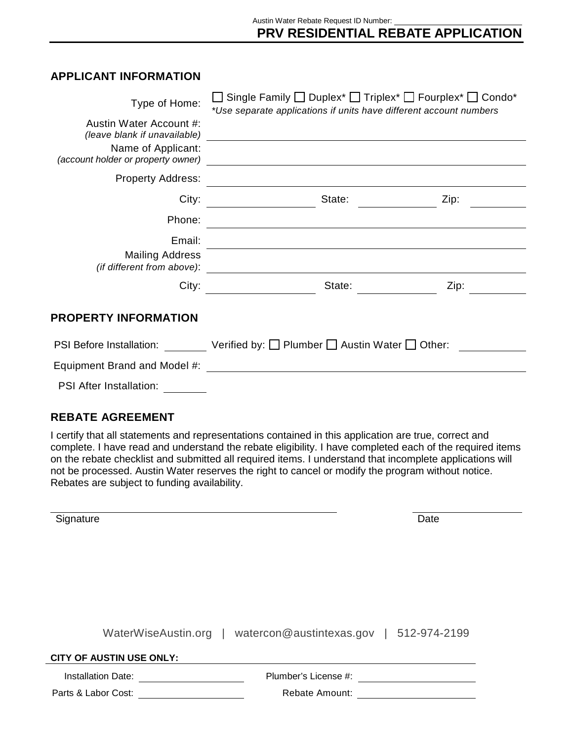Austin Water Rebate Request ID Number: \_\_\_\_\_\_\_\_\_\_\_\_\_\_\_\_\_\_\_\_

# PRV RESIDENTIAL REBATE APPLICATION

## APPLICANT INFORMATION

Type of Home: ☐ Single Family ☐ Duplex* ☐ Triplex* ☐ Fourplex* ☐ Condo*
*\*Use separate applications if units have different account numbers*

Austin Water Account #: *(leave blank if unavailable)* \_\_\_\_\_\_\_\_\_\_\_\_\_\_\_\_\_\_\_\_

Name of Applicant: *(account holder or property owner)* \_\_\_\_\_\_\_\_\_\_\_\_\_\_\_\_\_\_\_\_

Property Address: \_\_\_\_\_\_\_\_\_\_\_\_\_\_\_\_\_\_\_\_

City: \_\_\_\_\_\_\_\_\_\_ State: \_\_\_\_\_\_\_\_\_\_ Zip: \_\_\_\_\_\_\_\_\_\_

Phone: \_\_\_\_\_\_\_\_\_\_\_\_\_\_\_\_\_\_\_\_

Email: \_\_\_\_\_\_\_\_\_\_\_\_\_\_\_\_\_\_\_\_

Mailing Address *(if different from above)*: \_\_\_\_\_\_\_\_\_\_\_\_\_\_\_\_\_\_\_\_

City: \_\_\_\_\_\_\_\_\_\_ State: \_\_\_\_\_\_\_\_\_\_ Zip: \_\_\_\_\_\_\_\_\_\_

## PROPERTY INFORMATION

PSI Before Installation: \_\_\_\_\_\_\_\_ Verified by: ☐ Plumber ☐ Austin Water ☐ Other: \_\_\_\_\_\_\_\_\_\_

Equipment Brand and Model #: \_\_\_\_\_\_\_\_\_\_\_\_\_\_\_\_\_\_\_\_

PSI After Installation: \_\_\_\_\_\_\_\_

## REBATE AGREEMENT

I certify that all statements and representations contained in this application are true, correct and complete. I have read and understand the rebate eligibility. I have completed each of the required items on the rebate checklist and submitted all required items. I understand that incomplete applications will not be processed. Austin Water reserves the right to cancel or modify the program without notice. Rebates are subject to funding availability.

\_\_\_\_\_\_\_\_\_\_\_\_\_\_\_\_\_\_\_\_\_\_\_\_\_\_\_\_\_\_ \_\_\_\_\_\_\_\_\_\_\_\_\_\_\_
Signature Date

WaterWiseAustin.org | watercon@austintexas.gov | 512-974-2199

**CITY OF AUSTIN USE ONLY:**

Installation Date: \_\_\_\_\_\_\_\_\_\_\_\_\_\_\_ Plumber's License #: \_\_\_\_\_\_\_\_\_\_\_\_\_\_\_

Parts & Labor Cost: \_\_\_\_\_\_\_\_\_\_\_\_\_\_\_ Rebate Amount: \_\_\_\_\_\_\_\_\_\_\_\_\_\_\_